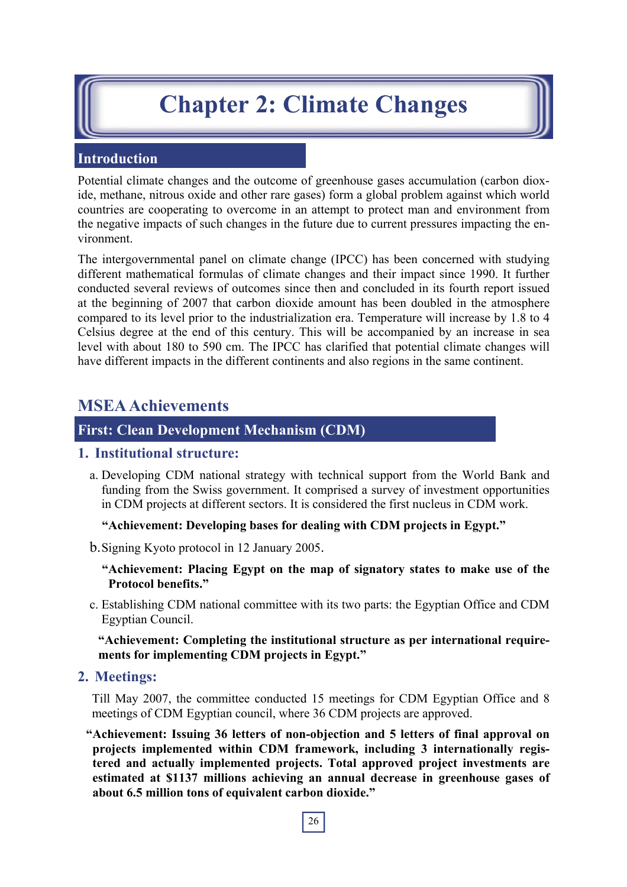# Chapter 2: Climate Changes

## Introduction

Potential climate changes and the outcome of greenhouse gases accumulation (carbon dioxide, methane, nitrous oxide and other rare gases) form a global problem against which world countries are cooperating to overcome in an attempt to protect man and environment from the negative impacts of such changes in the future due to current pressures impacting the environment.

The intergovernmental panel on climate change (IPCC) has been concerned with studying different mathematical formulas of climate changes and their impact since 1990. It further conducted several reviews of outcomes since then and concluded in its fourth report issued at the beginning of 2007 that carbon dioxide amount has been doubled in the atmosphere compared to its level prior to the industrialization era. Temperature will increase by 1.8 to 4 Celsius degree at the end of this century. This will be accompanied by an increase in sea level with about 180 to 590 cm. The IPCC has clarified that potential climate changes will have different impacts in the different continents and also regions in the same continent.

## MSEA Achievements

### First: Clean Development Mechanism (CDM)

#### 1. Institutional structure:

a. Developing CDM national strategy with technical support from the World Bank and funding from the Swiss government. It comprised a survey of investment opportunities in CDM projects at different sectors. It is considered the first nucleus in CDM work.

**"Achievement: Developing bases for dealing with CDM projects in Egypt."**

b. Signing Kyoto protocol in 12 January 2005.

**"Achievement: Placing Egypt on the map of signatory states to make use of the Protocol benefits."**

c. Establishing CDM national committee with its two parts: the Egyptian Office and CDM Egyptian Council.

**"Achievement: Completing the institutional structure as per international requirements for implementing CDM projects in Egypt."**

#### 2. Meetings:

Till May 2007, the committee conducted 15 meetings for CDM Egyptian Office and 8 meetings of CDM Egyptian council, where 36 CDM projects are approved.

**"Achievement: Issuing 36 letters of non-objection and 5 letters of final approval on projects implemented within CDM framework, including 3 internationally registered and actually implemented projects. Total approved project investments are estimated at $1137 millions achieving an annual decrease in greenhouse gases of about 6.5 million tons of equivalent carbon dioxide."**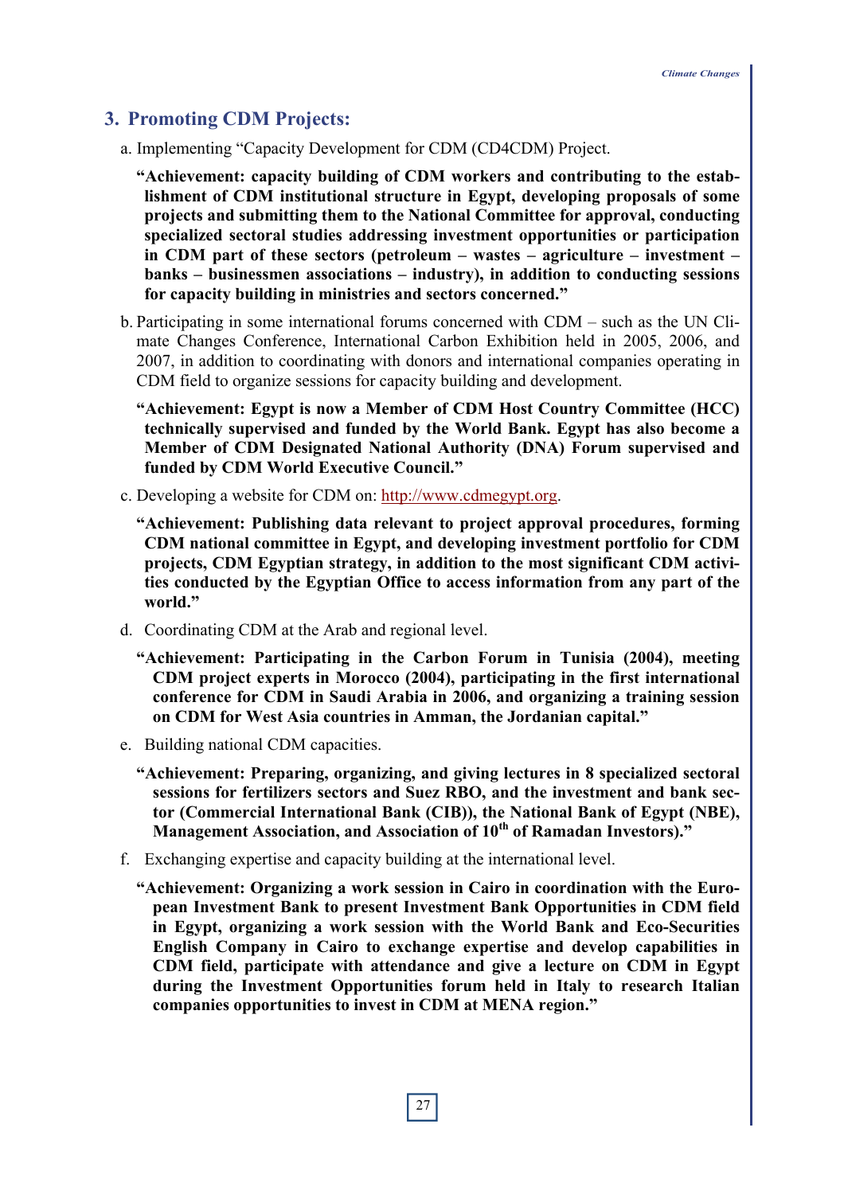## 3. Promoting CDM Projects:

a. Implementing "Capacity Development for CDM (CD4CDM) Project.

**"Achievement: capacity building of CDM workers and contributing to the establishment of CDM institutional structure in Egypt, developing proposals of some projects and submitting them to the National Committee for approval, conducting specialized sectoral studies addressing investment opportunities or participation in CDM part of these sectors (petroleum – wastes – agriculture – investment – banks – businessmen associations – industry), in addition to conducting sessions for capacity building in ministries and sectors concerned."**

b. Participating in some international forums concerned with CDM – such as the UN Climate Changes Conference, International Carbon Exhibition held in 2005, 2006, and 2007, in addition to coordinating with donors and international companies operating in CDM field to organize sessions for capacity building and development.

**"Achievement: Egypt is now a Member of CDM Host Country Committee (HCC) technically supervised and funded by the World Bank. Egypt has also become a Member of CDM Designated National Authority (DNA) Forum supervised and funded by CDM World Executive Council."**

c. Developing a website for CDM on: http://www.cdmegypt.org.

**"Achievement: Publishing data relevant to project approval procedures, forming CDM national committee in Egypt, and developing investment portfolio for CDM projects, CDM Egyptian strategy, in addition to the most significant CDM activities conducted by the Egyptian Office to access information from any part of the world."**

d. Coordinating CDM at the Arab and regional level.

**"Achievement: Participating in the Carbon Forum in Tunisia (2004), meeting CDM project experts in Morocco (2004), participating in the first international conference for CDM in Saudi Arabia in 2006, and organizing a training session on CDM for West Asia countries in Amman, the Jordanian capital."**

e. Building national CDM capacities.

**"Achievement: Preparing, organizing, and giving lectures in 8 specialized sectoral sessions for fertilizers sectors and Suez RBO, and the investment and bank sector (Commercial International Bank (CIB)), the National Bank of Egypt (NBE), Management Association, and Association of 10th of Ramadan Investors)."**

f. Exchanging expertise and capacity building at the international level.

**"Achievement: Organizing a work session in Cairo in coordination with the European Investment Bank to present Investment Bank Opportunities in CDM field in Egypt, organizing a work session with the World Bank and Eco-Securities English Company in Cairo to exchange expertise and develop capabilities in CDM field, participate with attendance and give a lecture on CDM in Egypt during the Investment Opportunities forum held in Italy to research Italian companies opportunities to invest in CDM at MENA region."**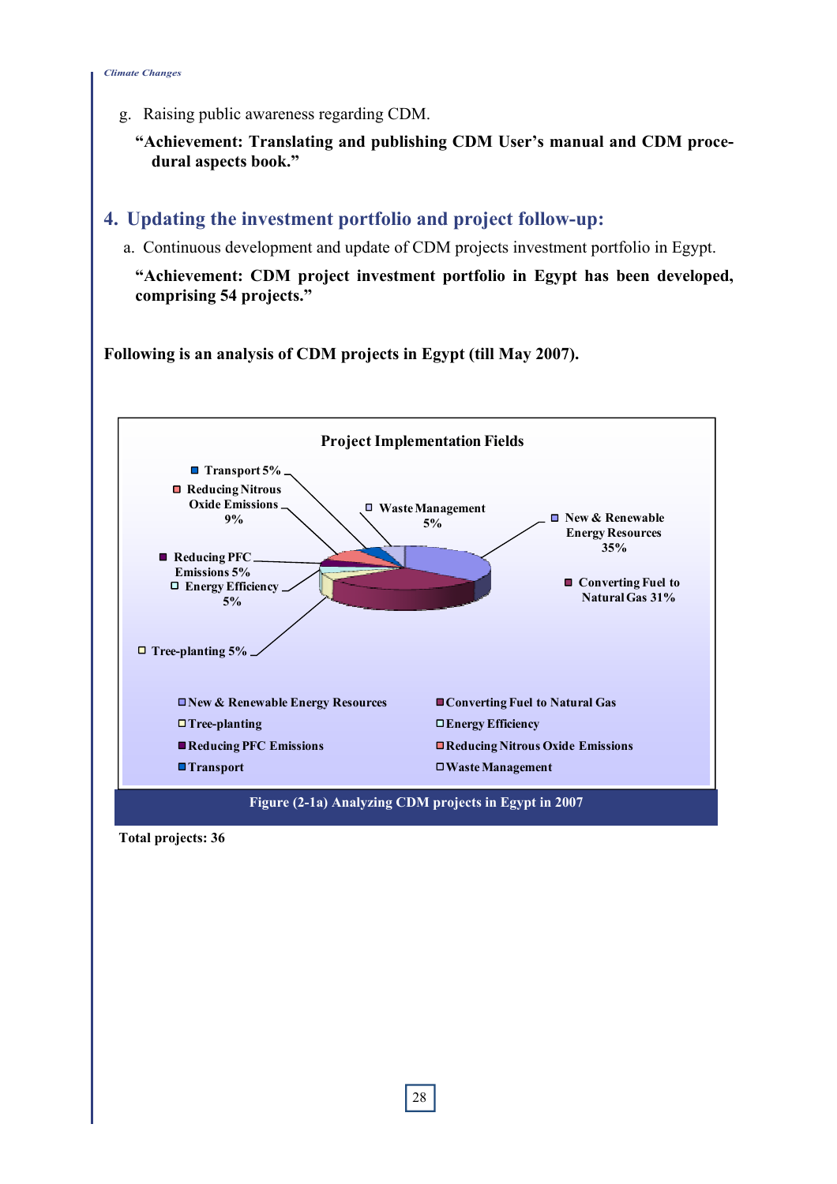g. Raising public awareness regarding CDM.

**"Achievement: Translating and publishing CDM User's manual and CDM procedural aspects book."**

## 4. Updating the investment portfolio and project follow-up:

a. Continuous development and update of CDM projects investment portfolio in Egypt.

**"Achievement: CDM project investment portfolio in Egypt has been developed, comprising 54 projects."**

**Following is an analysis of CDM projects in Egypt (till May 2007).**

**Project Implementation Fields**

| Field | Share |
|---|---|
| New & Renewable Energy Resources | 35% |
| Converting Fuel to Natural Gas | 31% |
| Tree-planting | 5% |
| Energy Efficiency | 5% |
| Reducing PFC Emissions | 5% |
| Reducing Nitrous Oxide Emissions | 9% |
| Transport | 5% |
| Waste Management | 5% |

Figure (2-1a) Analyzing CDM projects in Egypt in 2007

**Total projects: 36**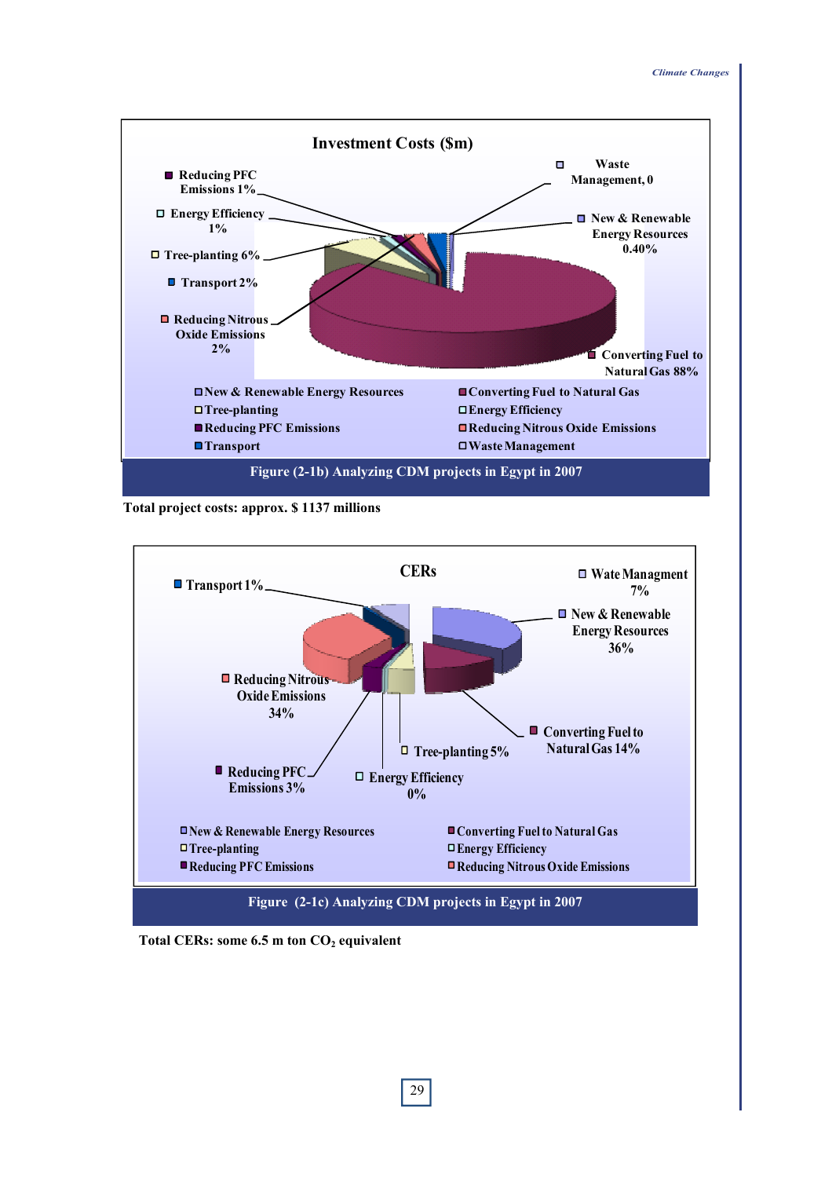**Investment Costs ($m)**

- Reducing PFC Emissions 1%
- Energy Efficiency 1%
- Tree-planting 6%
- Transport 2%
- Reducing Nitrous Oxide Emissions 2%
- Waste Management, 0
- New & Renewable Energy Resources 0.40%
- Converting Fuel to Natural Gas 88%

Figure (2-1b) Analyzing CDM projects in Egypt in 2007

**Total project costs: approx. $ 1137 millions**

**CERs**

- Transport 1%
- Wate Managment 7%
- New & Renewable Energy Resources 36%
- Reducing Nitrous Oxide Emissions 34%
- Converting Fuel to Natural Gas 14%
- Tree-planting 5%
- Reducing PFC Emissions 3%
- Energy Efficiency 0%

Figure (2-1c) Analyzing CDM projects in Egypt in 2007

**Total CERs: some 6.5 m ton $CO_2$ equivalent**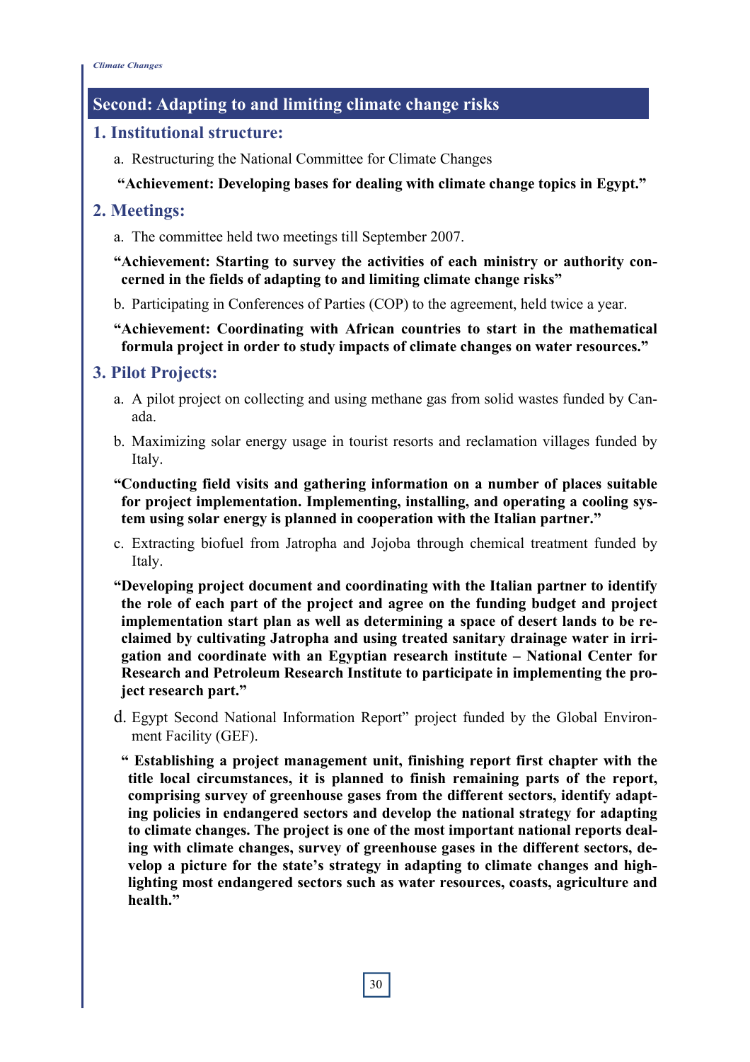## Second: Adapting to and limiting climate change risks

### 1. Institutional structure:

a. Restructuring the National Committee for Climate Changes

**"Achievement: Developing bases for dealing with climate change topics in Egypt."**

### 2. Meetings:

a. The committee held two meetings till September 2007.

**"Achievement: Starting to survey the activities of each ministry or authority concerned in the fields of adapting to and limiting climate change risks"**

b. Participating in Conferences of Parties (COP) to the agreement, held twice a year.

**"Achievement: Coordinating with African countries to start in the mathematical formula project in order to study impacts of climate changes on water resources."**

### 3. Pilot Projects:

a. A pilot project on collecting and using methane gas from solid wastes funded by Canada.

b. Maximizing solar energy usage in tourist resorts and reclamation villages funded by Italy.

**"Conducting field visits and gathering information on a number of places suitable for project implementation. Implementing, installing, and operating a cooling system using solar energy is planned in cooperation with the Italian partner."**

c. Extracting biofuel from Jatropha and Jojoba through chemical treatment funded by Italy.

**"Developing project document and coordinating with the Italian partner to identify the role of each part of the project and agree on the funding budget and project implementation start plan as well as determining a space of desert lands to be reclaimed by cultivating Jatropha and using treated sanitary drainage water in irrigation and coordinate with an Egyptian research institute – National Center for Research and Petroleum Research Institute to participate in implementing the project research part."**

d. Egypt Second National Information Report" project funded by the Global Environment Facility (GEF).

**" Establishing a project management unit, finishing report first chapter with the title local circumstances, it is planned to finish remaining parts of the report, comprising survey of greenhouse gases from the different sectors, identify adapting policies in endangered sectors and develop the national strategy for adapting to climate changes. The project is one of the most important national reports dealing with climate changes, survey of greenhouse gases in the different sectors, develop a picture for the state's strategy in adapting to climate changes and highlighting most endangered sectors such as water resources, coasts, agriculture and health."**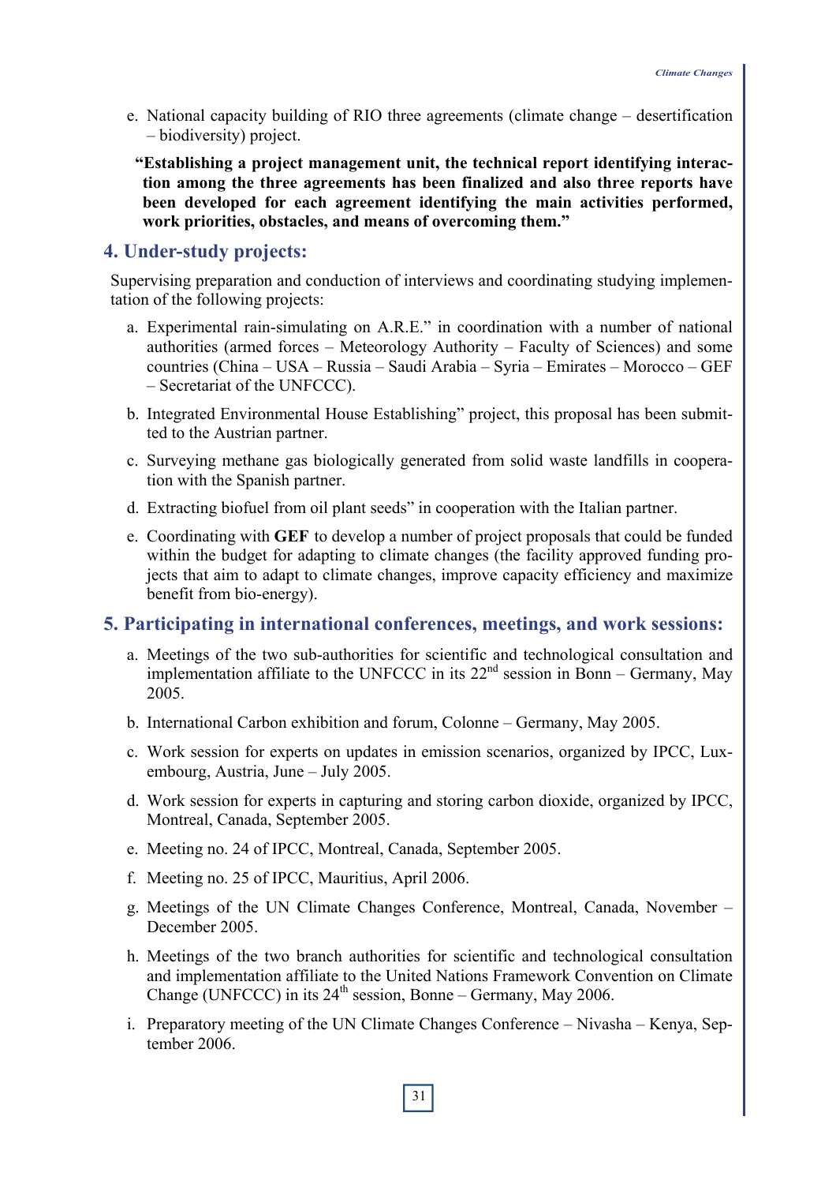e. National capacity building of RIO three agreements (climate change – desertification – biodiversity) project.

**"Establishing a project management unit, the technical report identifying interaction among the three agreements has been finalized and also three reports have been developed for each agreement identifying the main activities performed, work priorities, obstacles, and means of overcoming them."**

## 4. Under-study projects:

Supervising preparation and conduction of interviews and coordinating studying implementation of the following projects:

a. Experimental rain-simulating on A.R.E." in coordination with a number of national authorities (armed forces – Meteorology Authority – Faculty of Sciences) and some countries (China – USA – Russia – Saudi Arabia – Syria – Emirates – Morocco – GEF – Secretariat of the UNFCCC).

b. Integrated Environmental House Establishing" project, this proposal has been submitted to the Austrian partner.

c. Surveying methane gas biologically generated from solid waste landfills in cooperation with the Spanish partner.

d. Extracting biofuel from oil plant seeds" in cooperation with the Italian partner.

e. Coordinating with **GEF** to develop a number of project proposals that could be funded within the budget for adapting to climate changes (the facility approved funding projects that aim to adapt to climate changes, improve capacity efficiency and maximize benefit from bio-energy).

## 5. Participating in international conferences, meetings, and work sessions:

a. Meetings of the two sub-authorities for scientific and technological consultation and implementation affiliate to the UNFCCC in its 22nd session in Bonn – Germany, May 2005.

b. International Carbon exhibition and forum, Colonne – Germany, May 2005.

c. Work session for experts on updates in emission scenarios, organized by IPCC, Luxembourg, Austria, June – July 2005.

d. Work session for experts in capturing and storing carbon dioxide, organized by IPCC, Montreal, Canada, September 2005.

e. Meeting no. 24 of IPCC, Montreal, Canada, September 2005.

f. Meeting no. 25 of IPCC, Mauritius, April 2006.

g. Meetings of the UN Climate Changes Conference, Montreal, Canada, November – December 2005.

h. Meetings of the two branch authorities for scientific and technological consultation and implementation affiliate to the United Nations Framework Convention on Climate Change (UNFCCC) in its 24th session, Bonne – Germany, May 2006.

i. Preparatory meeting of the UN Climate Changes Conference – Nivasha – Kenya, September 2006.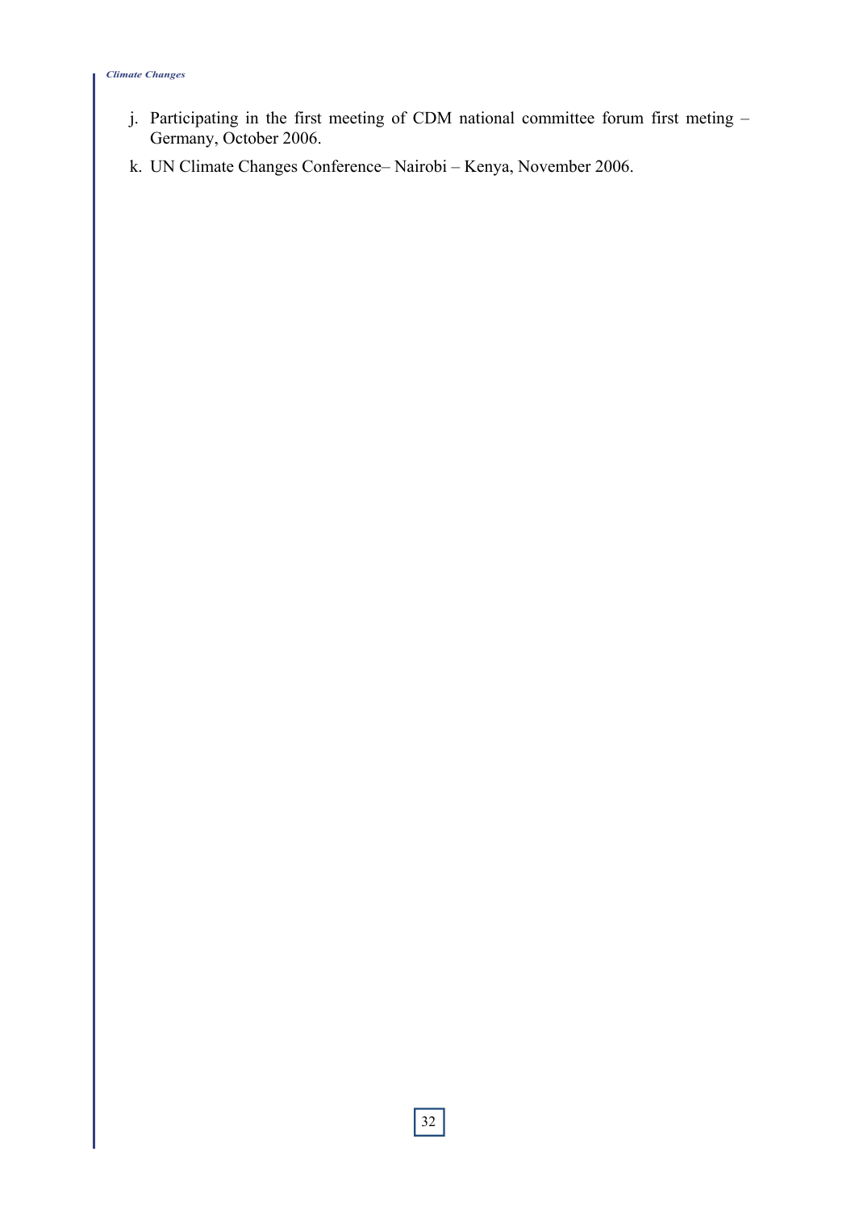j. Participating in the first meeting of CDM national committee forum first meting – Germany, October 2006.

k. UN Climate Changes Conference– Nairobi – Kenya, November 2006.